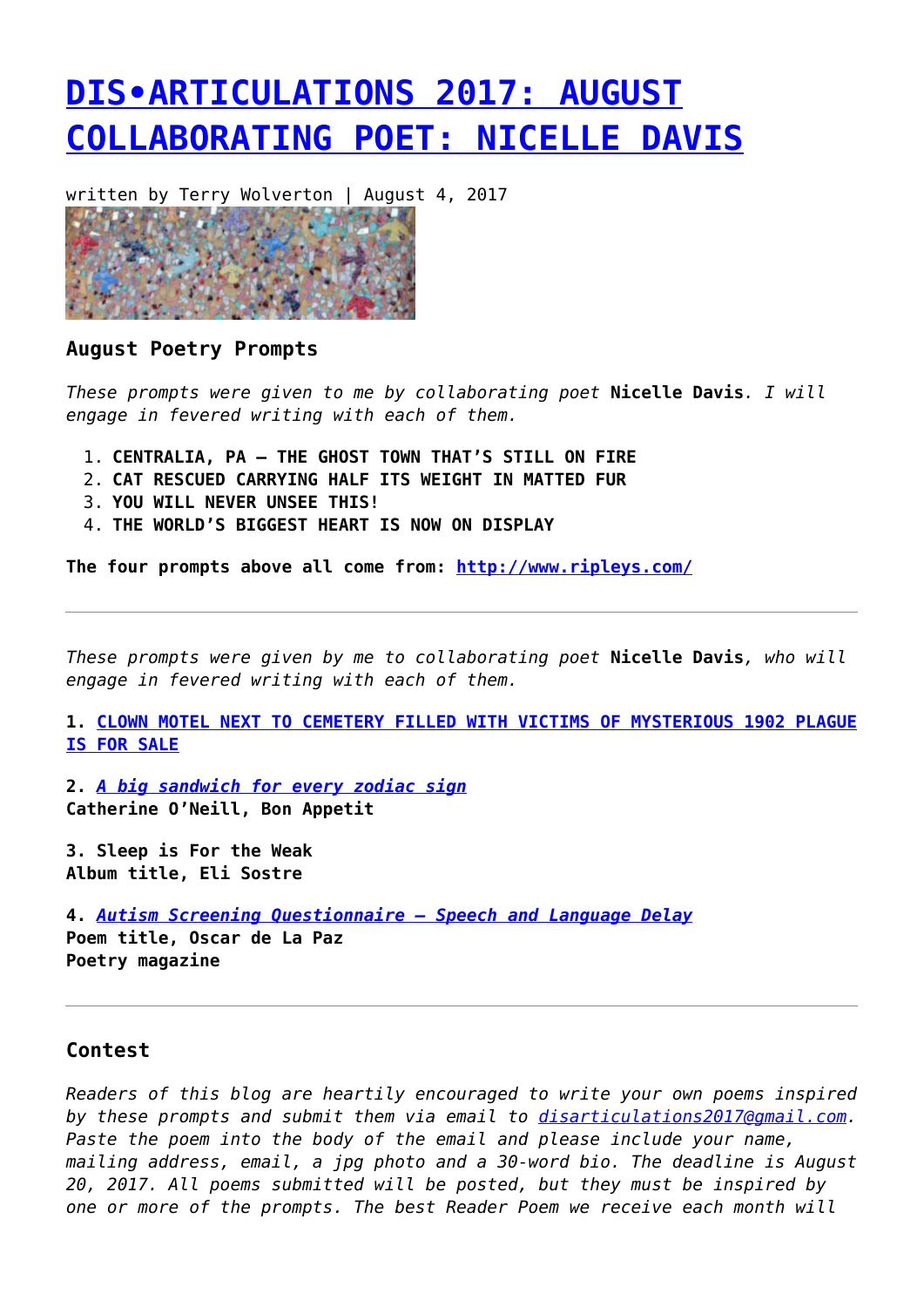# [DIS•ARTICULATIONS 2017: AUGUST COLLABORATING POET: NICELLE DAVIS]

written by Terry Wolverton | August 4, 2017

### August Poetry Prompts

*These prompts were given to me by collaborating poet* **Nicelle Davis***. I will engage in fevered writing with each of them.*

1. **CENTRALIA, PA – THE GHOST TOWN THAT'S STILL ON FIRE**
2. **CAT RESCUED CARRYING HALF ITS WEIGHT IN MATTED FUR**
3. **YOU WILL NEVER UNSEE THIS!**
4. **THE WORLD'S BIGGEST HEART IS NOW ON DISPLAY**

**The four prompts above all come from: [http://www.ripleys.com/]**

---

*These prompts were given by me to collaborating poet* **Nicelle Davis***, who will engage in fevered writing with each of them.*

**1. [CLOWN MOTEL NEXT TO CEMETERY FILLED WITH VICTIMS OF MYSTERIOUS 1902 PLAGUE IS FOR SALE]**

**2. *[A big sandwich for every zodiac sign]***
**Catherine O'Neill, Bon Appetit**

**3. Sleep is For the Weak**
**Album title, Eli Sostre**

**4. *[Autism Screening Questionnaire – Speech and Language Delay]***
**Poem title, Oscar de La Paz**
**Poetry magazine**

---

### Contest

*Readers of this blog are heartily encouraged to write your own poems inspired by these prompts and submit them via email to [disarticulations2017@gmail.com]. Paste the poem into the body of the email and please include your name, mailing address, email, a jpg photo and a 30-word bio. The deadline is August 20, 2017. All poems submitted will be posted, but they must be inspired by one or more of the prompts. The best Reader Poem we receive each month will*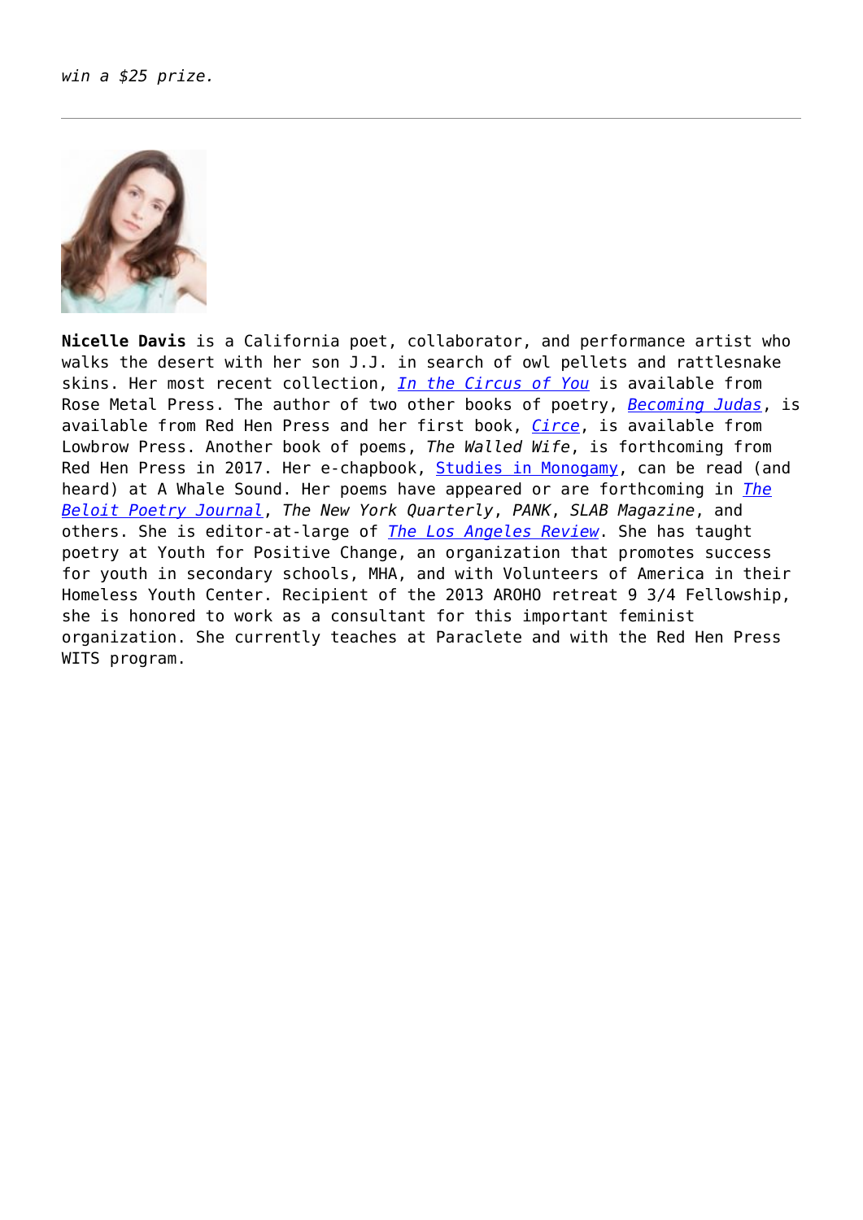*win a $25 prize.*

---

**Nicelle Davis** is a California poet, collaborator, and performance artist who walks the desert with her son J.J. in search of owl pellets and rattlesnake skins. Her most recent collection, *In the Circus of You* is available from Rose Metal Press. The author of two other books of poetry, *Becoming Judas*, is available from Red Hen Press and her first book, *Circe*, is available from Lowbrow Press. Another book of poems, *The Walled Wife*, is forthcoming from Red Hen Press in 2017. Her e-chapbook, Studies in Monogamy, can be read (and heard) at A Whale Sound. Her poems have appeared or are forthcoming in *The Beloit Poetry Journal*, *The New York Quarterly*, *PANK*, *SLAB Magazine*, and others. She is editor-at-large of *The Los Angeles Review*. She has taught poetry at Youth for Positive Change, an organization that promotes success for youth in secondary schools, MHA, and with Volunteers of America in their Homeless Youth Center. Recipient of the 2013 AROHO retreat 9 3/4 Fellowship, she is honored to work as a consultant for this important feminist organization. She currently teaches at Paraclete and with the Red Hen Press WITS program.